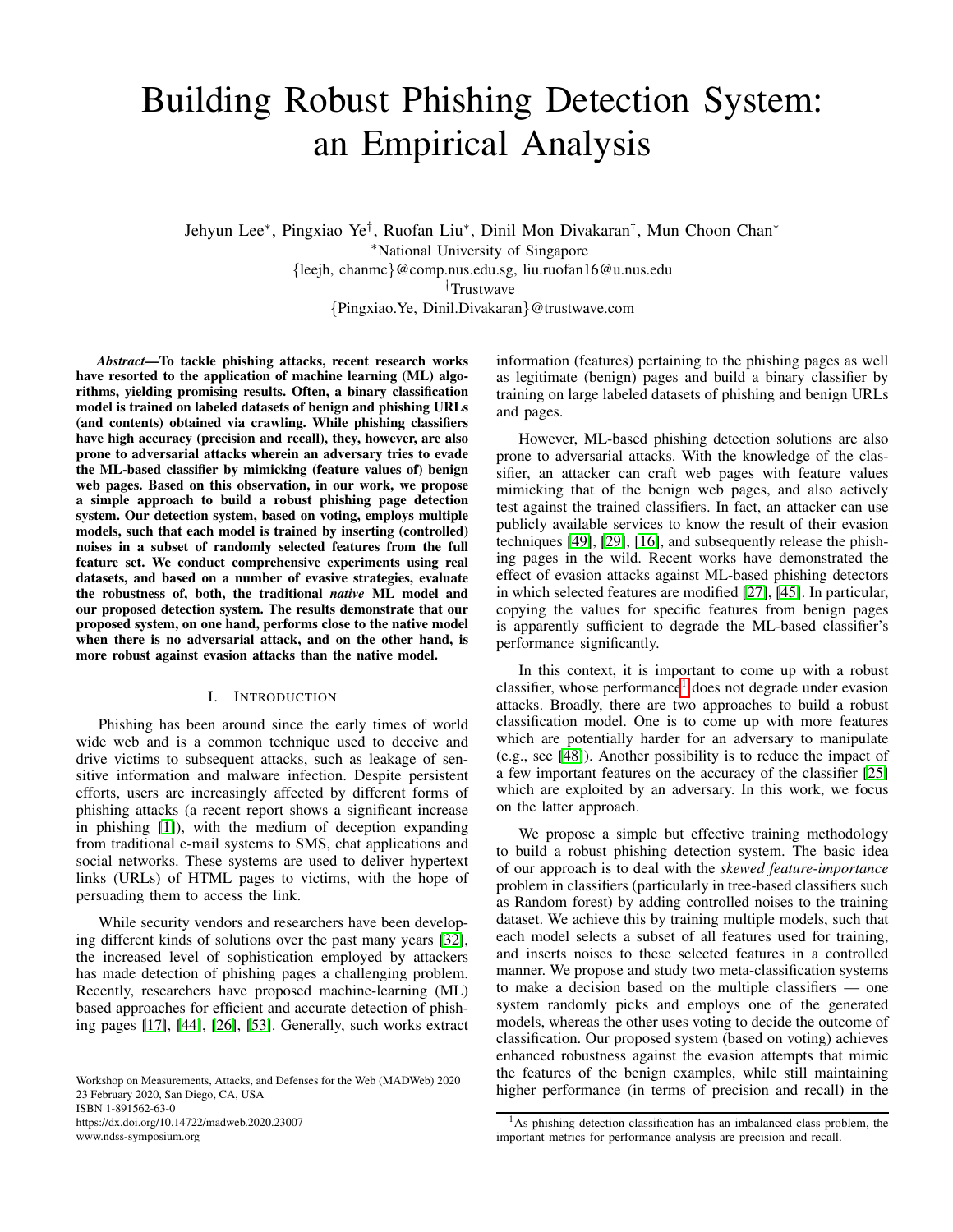# Building Robust Phishing Detection System: an Empirical Analysis

Jehyun Lee[*], Pingxiao Ye[†], Ruofan Liu[*], Dinil Mon Divakaran[†], Mun Choon Chan[*]

[*]National University of Singapore

{leejh, chanmc}@comp.nus.edu.sg, liu.ruofan16@u.nus.edu

[†]Trustwave

{Pingxiao.Ye, Dinil.Divakaran}@trustwave.com

***Abstract*—To tackle phishing attacks, recent research works have resorted to the application of machine learning (ML) algorithms, yielding promising results. Often, a binary classification model is trained on labeled datasets of benign and phishing URLs (and contents) obtained via crawling. While phishing classifiers have high accuracy (precision and recall), they, however, are also prone to adversarial attacks wherein an adversary tries to evade the ML-based classifier by mimicking (feature values of) benign web pages. Based on this observation, in our work, we propose a simple approach to build a robust phishing page detection system. Our detection system, based on voting, employs multiple models, such that each model is trained by inserting (controlled) noises in a subset of randomly selected features from the full feature set. We conduct comprehensive experiments using real datasets, and based on a number of evasive strategies, evaluate the robustness of, both, the traditional *native* ML model and our proposed detection system. The results demonstrate that our proposed system, on one hand, performs close to the native model when there is no adversarial attack, and on the other hand, is more robust against evasion attacks than the native model.**

## I. Introduction

Phishing has been around since the early times of world wide web and is a common technique used to deceive and drive victims to subsequent attacks, such as leakage of sensitive information and malware infection. Despite persistent efforts, users are increasingly affected by different forms of phishing attacks (a recent report shows a significant increase in phishing [1]), with the medium of deception expanding from traditional e-mail systems to SMS, chat applications and social networks. These systems are used to deliver hypertext links (URLs) of HTML pages to victims, with the hope of persuading them to access the link.

While security vendors and researchers have been developing different kinds of solutions over the past many years [32], the increased level of sophistication employed by attackers has made detection of phishing pages a challenging problem. Recently, researchers have proposed machine-learning (ML) based approaches for efficient and accurate detection of phishing pages [17], [44], [26], [53]. Generally, such works extract information (features) pertaining to the phishing pages as well as legitimate (benign) pages and build a binary classifier by training on large labeled datasets of phishing and benign URLs and pages.

However, ML-based phishing detection solutions are also prone to adversarial attacks. With the knowledge of the classifier, an attacker can craft web pages with feature values mimicking that of the benign web pages, and also actively test against the trained classifiers. In fact, an attacker can use publicly available services to know the result of their evasion techniques [49], [29], [16], and subsequently release the phishing pages in the wild. Recent works have demonstrated the effect of evasion attacks against ML-based phishing detectors in which selected features are modified [27], [45]. In particular, copying the values for specific features from benign pages is apparently sufficient to degrade the ML-based classifier's performance significantly.

In this context, it is important to come up with a robust classifier, whose performance[1] does not degrade under evasion attacks. Broadly, there are two approaches to build a robust classification model. One is to come up with more features which are potentially harder for an adversary to manipulate (e.g., see [48]). Another possibility is to reduce the impact of a few important features on the accuracy of the classifier [25] which are exploited by an adversary. In this work, we focus on the latter approach.

We propose a simple but effective training methodology to build a robust phishing detection system. The basic idea of our approach is to deal with the *skewed feature-importance* problem in classifiers (particularly in tree-based classifiers such as Random forest) by adding controlled noises to the training dataset. We achieve this by training multiple models, such that each model selects a subset of all features used for training, and inserts noises to these selected features in a controlled manner. We propose and study two meta-classification systems to make a decision based on the multiple classifiers — one system randomly picks and employs one of the generated models, whereas the other uses voting to decide the outcome of classification. Our proposed system (based on voting) achieves enhanced robustness against the evasion attempts that mimic the features of the benign examples, while still maintaining higher performance (in terms of precision and recall) in the

[1]As phishing detection classification has an imbalanced class problem, the important metrics for performance analysis are precision and recall.

Workshop on Measurements, Attacks, and Defenses for the Web (MADWeb) 2020
23 February 2020, San Diego, CA, USA
ISBN 1-891562-63-0
https://dx.doi.org/10.14722/madweb.2020.23007
www.ndss-symposium.org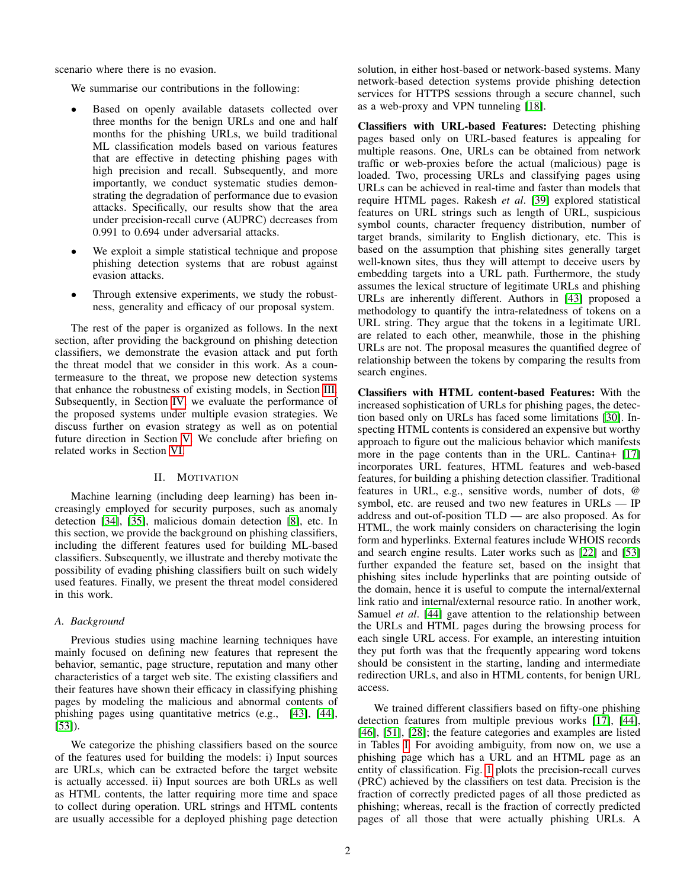scenario where there is no evasion.

We summarise our contributions in the following:

- Based on openly available datasets collected over three months for the benign URLs and one and half months for the phishing URLs, we build traditional ML classification models based on various features that are effective in detecting phishing pages with high precision and recall. Subsequently, and more importantly, we conduct systematic studies demonstrating the degradation of performance due to evasion attacks. Specifically, our results show that the area under precision-recall curve (AUPRC) decreases from 0.991 to 0.694 under adversarial attacks.
- We exploit a simple statistical technique and propose phishing detection systems that are robust against evasion attacks.
- Through extensive experiments, we study the robustness, generality and efficacy of our proposal system.

The rest of the paper is organized as follows. In the next section, after providing the background on phishing detection classifiers, we demonstrate the evasion attack and put forth the threat model that we consider in this work. As a countermeasure to the threat, we propose new detection systems that enhance the robustness of existing models, in Section III. Subsequently, in Section IV, we evaluate the performance of the proposed systems under multiple evasion strategies. We discuss further on evasion strategy as well as on potential future direction in Section V. We conclude after briefing on related works in Section VI.

## II. Motivation

Machine learning (including deep learning) has been increasingly employed for security purposes, such as anomaly detection [34], [35], malicious domain detection [8], etc. In this section, we provide the background on phishing classifiers, including the different features used for building ML-based classifiers. Subsequently, we illustrate and thereby motivate the possibility of evading phishing classifiers built on such widely used features. Finally, we present the threat model considered in this work.

### A. Background

Previous studies using machine learning techniques have mainly focused on defining new features that represent the behavior, semantic, page structure, reputation and many other characteristics of a target web site. The existing classifiers and their features have shown their efficacy in classifying phishing pages by modeling the malicious and abnormal contents of phishing pages using quantitative metrics (e.g., [43], [44], [53]).

We categorize the phishing classifiers based on the source of the features used for building the models: i) Input sources are URLs, which can be extracted before the target website is actually accessed. ii) Input sources are both URLs as well as HTML contents, the latter requiring more time and space to collect during operation. URL strings and HTML contents are usually accessible for a deployed phishing page detection solution, in either host-based or network-based systems. Many network-based detection systems provide phishing detection services for HTTPS sessions through a secure channel, such as a web-proxy and VPN tunneling [18].

**Classifiers with URL-based Features:** Detecting phishing pages based only on URL-based features is appealing for multiple reasons. One, URLs can be obtained from network traffic or web-proxies before the actual (malicious) page is loaded. Two, processing URLs and classifying pages using URLs can be achieved in real-time and faster than models that require HTML pages. Rakesh *et al*. [39] explored statistical features on URL strings such as length of URL, suspicious symbol counts, character frequency distribution, number of target brands, similarity to English dictionary, etc. This is based on the assumption that phishing sites generally target well-known sites, thus they will attempt to deceive users by embedding targets into a URL path. Furthermore, the study assumes the lexical structure of legitimate URLs and phishing URLs are inherently different. Authors in [43] proposed a methodology to quantify the intra-relatedness of tokens on a URL string. They argue that the tokens in a legitimate URL are related to each other, meanwhile, those in the phishing URLs are not. The proposal measures the quantified degree of relationship between the tokens by comparing the results from search engines.

**Classifiers with HTML content-based Features:** With the increased sophistication of URLs for phishing pages, the detection based only on URLs has faced some limitations [30]. Inspecting HTML contents is considered an expensive but worthy approach to figure out the malicious behavior which manifests more in the page contents than in the URL. Cantina+ [17] incorporates URL features, HTML features and web-based features, for building a phishing detection classifier. Traditional features in URL, e.g., sensitive words, number of dots, @ symbol, etc. are reused and two new features in URLs — IP address and out-of-position TLD — are also proposed. As for HTML, the work mainly considers on characterising the login form and hyperlinks. External features include WHOIS records and search engine results. Later works such as [22] and [53] further expanded the feature set, based on the insight that phishing sites include hyperlinks that are pointing outside of the domain, hence it is useful to compute the internal/external link ratio and internal/external resource ratio. In another work, Samuel *et al*. [44] gave attention to the relationship between the URLs and HTML pages during the browsing process for each single URL access. For example, an interesting intuition they put forth was that the frequently appearing word tokens should be consistent in the starting, landing and intermediate redirection URLs, and also in HTML contents, for benign URL access.

We trained different classifiers based on fifty-one phishing detection features from multiple previous works [17], [44], [46], [51], [28]; the feature categories and examples are listed in Tables I. For avoiding ambiguity, from now on, we use a phishing page which has a URL and an HTML page as an entity of classification. Fig. 1 plots the precision-recall curves (PRC) achieved by the classifiers on test data. Precision is the fraction of correctly predicted pages of all those predicted as phishing; whereas, recall is the fraction of correctly predicted pages of all those that were actually phishing URLs. A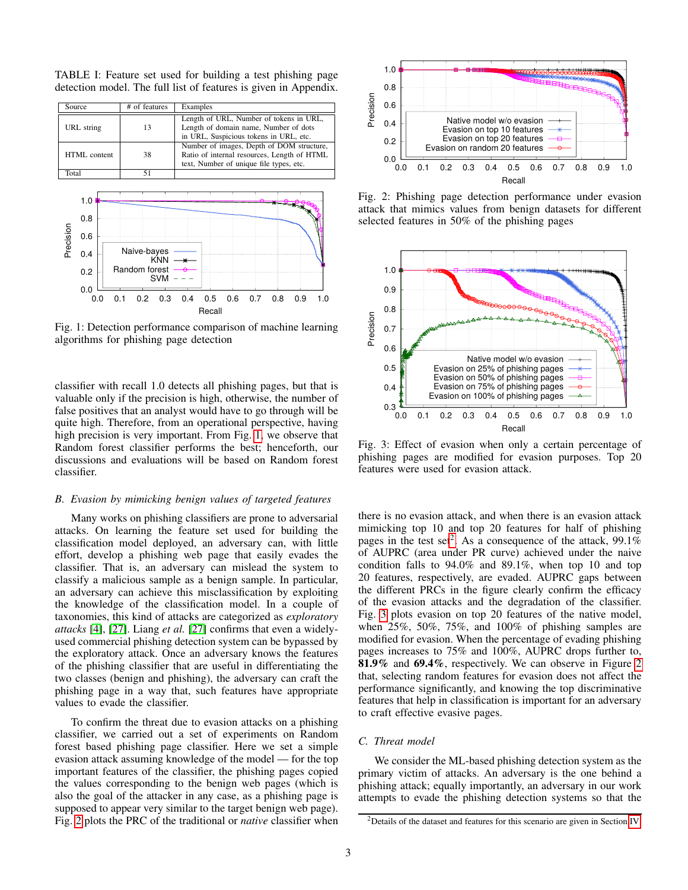TABLE I: Feature set used for building a test phishing page detection model. The full list of features is given in Appendix.

| Source | # of features | Examples |
|---|---|---|
| URL string | 13 | Length of URL, Number of tokens in URL, Length of domain name, Number of dots in URL, Suspicious tokens in URL, etc. |
| HTML content | 38 | Number of images, Depth of DOM structure, Ratio of internal resources, Length of HTML text, Number of unique file types, etc. |
| Total | 51 | |

Fig. 1: Detection performance comparison of machine learning algorithms for phishing page detection

classifier with recall 1.0 detects all phishing pages, but that is valuable only if the precision is high, otherwise, the number of false positives that an analyst would have to go through will be quite high. Therefore, from an operational perspective, having high precision is very important. From Fig. 1, we observe that Random forest classifier performs the best; henceforth, our discussions and evaluations will be based on Random forest classifier.

### B. Evasion by mimicking benign values of targeted features

Many works on phishing classifiers are prone to adversarial attacks. On learning the feature set used for building the classification model deployed, an adversary can, with little effort, develop a phishing web page that easily evades the classifier. That is, an adversary can mislead the system to classify a malicious sample as a benign sample. In particular, an adversary can achieve this misclassification by exploiting the knowledge of the classification model. In a couple of taxonomies, this kind of attacks are categorized as *exploratory attacks* [4], [27]. Liang *et al.* [27] confirms that even a widely-used commercial phishing detection system can be bypassed by the exploratory attack. Once an adversary knows the features of the phishing classifier that are useful in differentiating the two classes (benign and phishing), the adversary can craft the phishing page in a way that, such features have appropriate values to evade the classifier.

To confirm the threat due to evasion attacks on a phishing classifier, we carried out a set of experiments on Random forest based phishing page classifier. Here we set a simple evasion attack assuming knowledge of the model — for the top important features of the classifier, the phishing pages copied the values corresponding to the benign web pages (which is also the goal of the attacker in any case, as a phishing page is supposed to appear very similar to the target benign web page). Fig. 2 plots the PRC of the traditional or *native* classifier when

Fig. 2: Phishing page detection performance under evasion attack that mimics values from benign datasets for different selected features in 50% of the phishing pages

Fig. 3: Effect of evasion when only a certain percentage of phishing pages are modified for evasion purposes. Top 20 features were used for evasion attack.

there is no evasion attack, and when there is an evasion attack mimicking top 10 and top 20 features for half of phishing pages in the test set[2]. As a consequence of the attack, 99.1% of AUPRC (area under PR curve) achieved under the naive condition falls to 94.0% and 89.1%, when top 10 and top 20 features, respectively, are evaded. AUPRC gaps between the different PRCs in the figure clearly confirm the efficacy of the evasion attacks and the degradation of the classifier. Fig. 3 plots evasion on top 20 features of the native model, when 25%, 50%, 75%, and 100% of phishing samples are modified for evasion. When the percentage of evading phishing pages increases to 75% and 100%, AUPRC drops further to, **81.9%** and **69.4%**, respectively. We can observe in Figure 2 that, selecting random features for evasion does not affect the performance significantly, and knowing the top discriminative features that help in classification is important for an adversary to craft effective evasive pages.

### C. Threat model

We consider the ML-based phishing detection system as the primary victim of attacks. An adversary is the one behind a phishing attack; equally importantly, an adversary in our work attempts to evade the phishing detection systems so that the

[2]Details of the dataset and features for this scenario are given in Section IV.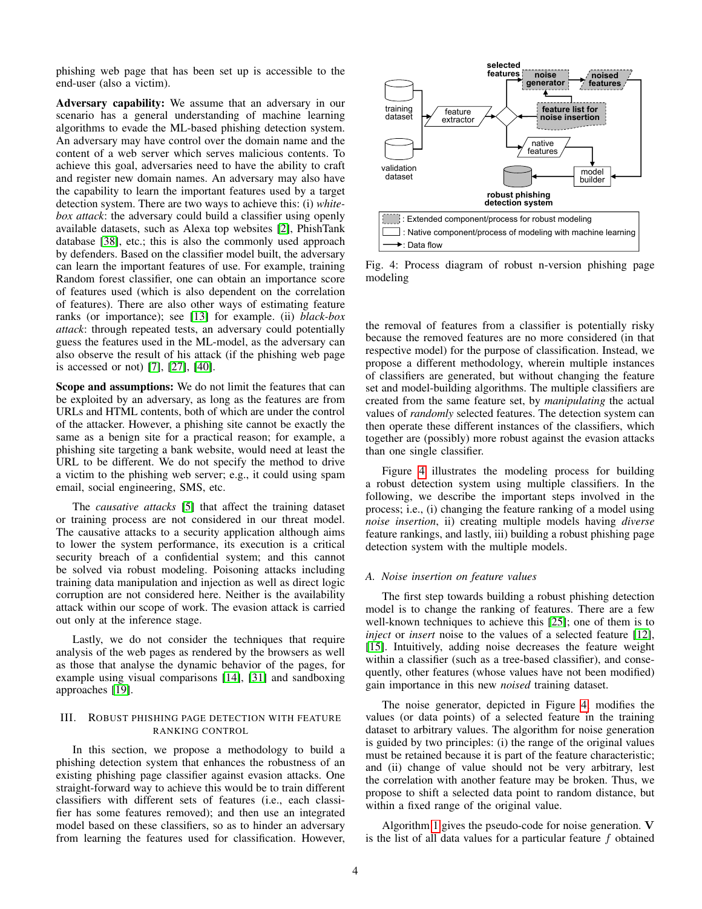phishing web page that has been set up is accessible to the end-user (also a victim).

**Adversary capability:** We assume that an adversary in our scenario has a general understanding of machine learning algorithms to evade the ML-based phishing detection system. An adversary may have control over the domain name and the content of a web server which serves malicious contents. To achieve this goal, adversaries need to have the ability to craft and register new domain names. An adversary may also have the capability to learn the important features used by a target detection system. There are two ways to achieve this: (i) *white-box attack*: the adversary could build a classifier using openly available datasets, such as Alexa top websites [2], PhishTank database [38], etc.; this is also the commonly used approach by defenders. Based on the classifier model built, the adversary can learn the important features of use. For example, training Random forest classifier, one can obtain an importance score of features used (which is also dependent on the correlation of features). There are also other ways of estimating feature ranks (or importance); see [13] for example. (ii) *black-box attack*: through repeated tests, an adversary could potentially guess the features used in the ML-model, as the adversary can also observe the result of his attack (if the phishing web page is accessed or not) [7], [27], [40].

**Scope and assumptions:** We do not limit the features that can be exploited by an adversary, as long as the features are from URLs and HTML contents, both of which are under the control of the attacker. However, a phishing site cannot be exactly the same as a benign site for a practical reason; for example, a phishing site targeting a bank website, would need at least the URL to be different. We do not specify the method to drive a victim to the phishing web server; e.g., it could using spam email, social engineering, SMS, etc.

The *causative attacks* [5] that affect the training dataset or training process are not considered in our threat model. The causative attacks to a security application although aims to lower the system performance, its execution is a critical security breach of a confidential system; and this cannot be solved via robust modeling. Poisoning attacks including training data manipulation and injection as well as direct logic corruption are not considered here. Neither is the availability attack within our scope of work. The evasion attack is carried out only at the inference stage.

Lastly, we do not consider the techniques that require analysis of the web pages as rendered by the browsers as well as those that analyse the dynamic behavior of the pages, for example using visual comparisons [14], [31] and sandboxing approaches [19].

## III. Robust Phishing Page Detection with Feature Ranking Control

In this section, we propose a methodology to build a phishing detection system that enhances the robustness of an existing phishing page classifier against evasion attacks. One straight-forward way to achieve this would be to train different classifiers with different sets of features (i.e., each classifier has some features removed); and then use an integrated model based on these classifiers, so as to hinder an adversary from learning the features used for classification. However,

Fig. 4: Process diagram of robust n-version phishing page modeling

the removal of features from a classifier is potentially risky because the removed features are no more considered (in that respective model) for the purpose of classification. Instead, we propose a different methodology, wherein multiple instances of classifiers are generated, but without changing the feature set and model-building algorithms. The multiple classifiers are created from the same feature set, by *manipulating* the actual values of *randomly* selected features. The detection system can then operate these different instances of the classifiers, which together are (possibly) more robust against the evasion attacks than one single classifier.

Figure 4 illustrates the modeling process for building a robust detection system using multiple classifiers. In the following, we describe the important steps involved in the process; i.e., (i) changing the feature ranking of a model using *noise insertion*, ii) creating multiple models having *diverse* feature rankings, and lastly, iii) building a robust phishing page detection system with the multiple models.

### A. Noise insertion on feature values

The first step towards building a robust phishing detection model is to change the ranking of features. There are a few well-known techniques to achieve this [25]; one of them is to *inject* or *insert* noise to the values of a selected feature [12], [15]. Intuitively, adding noise decreases the feature weight within a classifier (such as a tree-based classifier), and consequently, other features (whose values have not been modified) gain importance in this new *noised* training dataset.

The noise generator, depicted in Figure 4, modifies the values (or data points) of a selected feature in the training dataset to arbitrary values. The algorithm for noise generation is guided by two principles: (i) the range of the original values must be retained because it is part of the feature characteristic; and (ii) change of value should not be very arbitrary, lest the correlation with another feature may be broken. Thus, we propose to shift a selected data point to random distance, but within a fixed range of the original value.

Algorithm 1 gives the pseudo-code for noise generation. $\mathbf{V}$ is the list of all data values for a particular feature $f$ obtained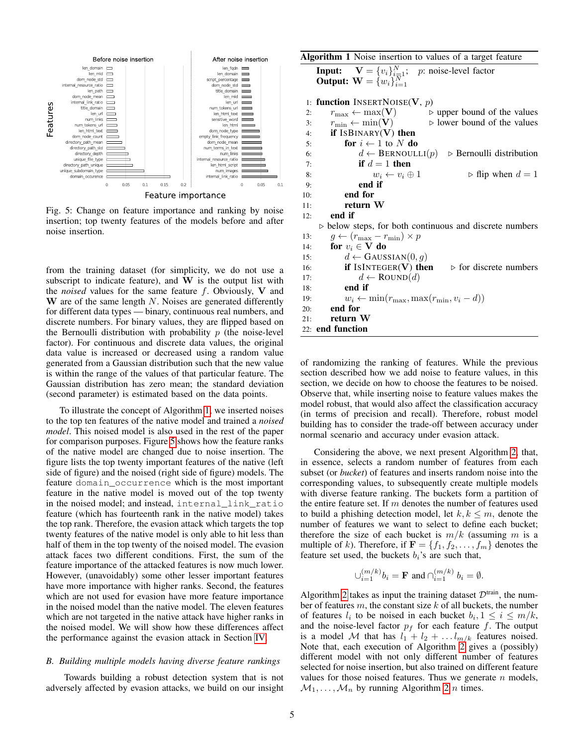Fig. 5: Change on feature importance and ranking by noise insertion; top twenty features of the models before and after noise insertion.

from the training dataset (for simplicity, we do not use a subscript to indicate feature), and $\mathbf{W}$ is the output list with the *noised* values for the same feature $f$. Obviously, $\mathbf{V}$ and $\mathbf{W}$ are of the same length $N$. Noises are generated differently for different data types — binary, continuous real numbers, and discrete numbers. For binary values, they are flipped based on the Bernoulli distribution with probability $p$ (the noise-level factor). For continuous and discrete data values, the original data value is increased or decreased using a random value generated from a Gaussian distribution such that the new value is within the range of the values of that particular feature. The Gaussian distribution has zero mean; the standard deviation (second parameter) is estimated based on the data points.

To illustrate the concept of Algorithm 1, we inserted noises to the top ten features of the native model and trained a *noised model*. This noised model is also used in the rest of the paper for comparison purposes. Figure 5 shows how the feature ranks of the native model are changed due to noise insertion. The figure lists the top twenty important features of the native (left side of figure) and the noised (right side of figure) models. The feature `domain_occurrence` which is the most important feature in the native model is moved out of the top twenty in the noised model; and instead, `internal_link_ratio` feature (which has fourteenth rank in the native model) takes the top rank. Therefore, the evasion attack which targets the top twenty features of the native model is only able to hit less than half of them in the top twenty of the noised model. The evasion attack faces two different conditions. First, the sum of the feature importance of the attacked features is now much lower. However, (unavoidably) some other lesser important features have more importance with higher ranks. Second, the features which are not used for evasion have more feature importance in the noised model than the native model. The eleven features which are not targeted in the native attack have higher ranks in the noised model. We will show how these differences affect the performance against the evasion attack in Section IV.

### B. Building multiple models having diverse feature rankings

Towards building a robust detection system that is not adversely affected by evasion attacks, we build on our insight of randomizing the ranking of features. While the previous section described how we add noise to feature values, in this section, we decide on how to choose the features to be noised. Observe that, while inserting noise to feature values makes the model robust, that would also affect the classification accuracy (in terms of precision and recall). Therefore, robust model building has to consider the trade-off between accuracy under normal scenario and accuracy under evasion attack.

Considering the above, we next present Algorithm 2, that, in essence, selects a random number of features from each subset (or *bucket*) of features and inserts random noise into the corresponding values, to subsequently create multiple models with diverse feature ranking. The buckets form a partition of the entire feature set. If $m$ denotes the number of features used to build a phishing detection model, let $k, k \leq m$, denote the number of features we want to select to define each bucket; therefore the size of each bucket is $m/k$ (assuming $m$ is a multiple of $k$). Therefore, if $\mathbf{F} = \{f_1, f_2, \ldots, f_m\}$ denotes the feature set used, the buckets $b_i$'s are such that,

$$\cup_{i=1}^{(m/k)} b_i = \mathbf{F} \text{ and } \cap_{i=1}^{(m/k)} b_i = \emptyset.$$

Algorithm 2 takes as input the training dataset $\mathcal{D}^{\text{train}}$, the number of features $m$, the constant size $k$ of all buckets, the number of features $l_i$ to be noised in each bucket $b_i, 1 \leq i \leq m/k$, and the noise-level factor $p_f$ for each feature $f$. The output is a model $\mathcal{M}$ that has $l_1 + l_2 + \ldots l_{m/k}$ features noised. Note that, each execution of Algorithm 2 gives a (possibly) different model with not only different number of features selected for noise insertion, but also trained on different feature values for those noised features. Thus we generate $n$ models, $\mathcal{M}_1, \ldots, \mathcal{M}_n$ by running Algorithm 2 $n$ times.

**Algorithm 1** Noise insertion to values of a target feature

**Input:** $\mathbf{V} = \{v_i\}_{i=1}^{N}$; $p$: noise-level factor
**Output:** $\mathbf{W} = \{w_i\}_{i=1}^{N}$

```
1:  function InsertNoise(V, p)
2:      r_max ← max(V)                ▷ upper bound of the values
3:      r_min ← min(V)                ▷ lower bound of the values
4:      if IsBinary(V) then
5:          for i ← 1 to N do
6:              d ← Bernoulli(p)      ▷ Bernoulli distribution
7:              if d = 1 then
8:                  w_i ← v_i ⊕ 1     ▷ flip when d = 1
9:              end if
10:         end for
11:         return W
12:     end if
        ▷ below steps, for both continuous and discrete numbers
13:     g ← (r_max − r_min) × p
14:     for v_i ∈ V do
15:         d ← Gaussian(0, g)
16:         if IsInteger(V) then      ▷ for discrete numbers
17:             d ← Round(d)
18:         end if
19:         w_i ← min(r_max, max(r_min, v_i − d))
20:     end for
21:     return W
22: end function
```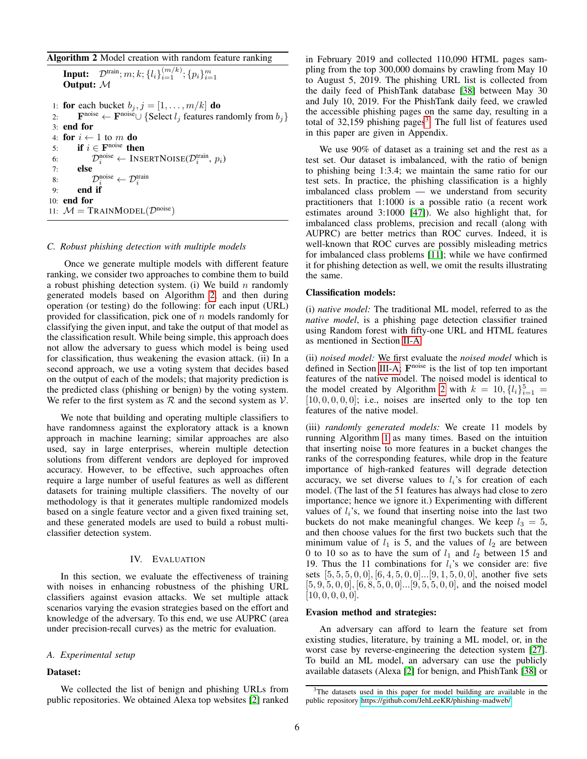**Algorithm 2** Model creation with random feature ranking

```
Input:  D^train; m; k; {l_i}_{i=1}^{(m/k)}; {p_i}_{i=1}^{m}
Output: M

1:  for each bucket b_j, j = [1, ..., m/k] do
2:      F^noise ← F^noise ∪ {Select l_j features randomly from b_j}
3:  end for
4:  for i ← 1 to m do
5:      if i ∈ F^noise then
6:          D_i^noise ← INSERTNOISE(D_i^train, p_i)
7:      else
8:          D_i^noise ← D_i^train
9:      end if
10: end for
11: M = TRAINMODEL(D^noise)
```

### C. Robust phishing detection with multiple models

Once we generate multiple models with different feature ranking, we consider two approaches to combine them to build a robust phishing detection system. (i) We build $n$ randomly generated models based on Algorithm 2 and then during operation (or testing) do the following: for each input (URL) provided for classification, pick one of $n$ models randomly for classifying the given input, and take the output of that model as the classification result. While being simple, this approach does not allow the adversary to guess which model is being used for classification, thus weakening the evasion attack. (ii) In a second approach, we use a voting system that decides based on the output of each of the models; that majority prediction is the predicted class (phishing or benign) by the voting system. We refer to the first system as $\mathcal{R}$ and the second system as $\mathcal{V}$.

We note that building and operating multiple classifiers to have randomness against the exploratory attack is a known approach in machine learning; similar approaches are also used, say in large enterprises, wherein multiple detection solutions from different vendors are deployed for improved accuracy. However, to be effective, such approaches often require a large number of useful features as well as different datasets for training multiple classifiers. The novelty of our methodology is that it generates multiple randomized models based on a single feature vector and a given fixed training set, and these generated models are used to build a robust multi-classifier detection system.

## IV. Evaluation

In this section, we evaluate the effectiveness of training with noises in enhancing robustness of the phishing URL classifiers against evasion attacks. We set multiple attack scenarios varying the evasion strategies based on the effort and knowledge of the adversary. To this end, we use AUPRC (area under precision-recall curves) as the metric for evaluation.

### A. Experimental setup

**Dataset:**

We collected the list of benign and phishing URLs from public repositories. We obtained Alexa top websites [2] ranked in February 2019 and collected 110,090 HTML pages sampling from the top 300,000 domains by crawling from May 10 to August 5, 2019. The phishing URL list is collected from the daily feed of PhishTank database [38] between May 30 and July 10, 2019. For the PhishTank daily feed, we crawled the accessible phishing pages on the same day, resulting in a total of 32,159 phishing pages[3]. The full list of features used in this paper are given in Appendix.

We use 90% of dataset as a training set and the rest as a test set. Our dataset is imbalanced, with the ratio of benign to phishing being 1:3.4; we maintain the same ratio for our test sets. In practice, the phishing classification is a highly imbalanced class problem — we understand from security practitioners that 1:1000 is a possible ratio (a recent work estimates around 3:1000 [47]). We also highlight that, for imbalanced class problems, precision and recall (along with AUPRC) are better metrics than ROC curves. Indeed, it is well-known that ROC curves are possibly misleading metrics for imbalanced class problems [11]; while we have confirmed it for phishing detection as well, we omit the results illustrating the same.

**Classification models:**

(i) *native model:* The traditional ML model, referred to as the *native model*, is a phishing page detection classifier trained using Random forest with fifty-one URL and HTML features as mentioned in Section II-A.

(ii) *noised model:* We first evaluate the *noised model* which is defined in Section III-A; $\mathbf{F}^{\text{noise}}$ is the list of top ten important features of the native model. The noised model is identical to the model created by Algorithm 2 with $k = 10, \{l_i\}_{i=1}^{5} = [10, 0, 0, 0, 0]$; i.e., noises are inserted only to the top ten features of the native model.

(iii) *randomly generated models:* We create 11 models by running Algorithm 1 as many times. Based on the intuition that inserting noise to more features in a bucket changes the ranks of the corresponding features, while drop in the feature importance of high-ranked features will degrade detection accuracy, we set diverse values to $l_i$'s for creation of each model. (The last of the 51 features has always had close to zero importance; hence we ignore it.) Experimenting with different values of $l_i$'s, we found that inserting noise into the last two buckets do not make meaningful changes. We keep $l_3 = 5$, and then choose values for the first two buckets such that the minimum value of $l_1$ is 5, and the values of $l_2$ are between 0 to 10 so as to have the sum of $l_1$ and $l_2$ between 15 and 19. Thus the 11 combinations for $l_i$'s we consider are: five sets $[5, 5, 5, 0, 0], [6, 4, 5, 0, 0]...[9, 1, 5, 0, 0]$, another five sets $[5, 9, 5, 0, 0], [6, 8, 5, 0, 0]...[9, 5, 5, 0, 0]$, and the noised model $[10, 0, 0, 0, 0]$.

**Evasion method and strategies:**

An adversary can afford to learn the feature set from existing studies, literature, by training a ML model, or, in the worst case by reverse-engineering the detection system [27]. To build an ML model, an adversary can use the publicly available datasets (Alexa [2] for benign, and PhishTank [38] or

[3] The datasets used in this paper for model building are available in the public repository https://github.com/JehLeeKR/phishing-madweb/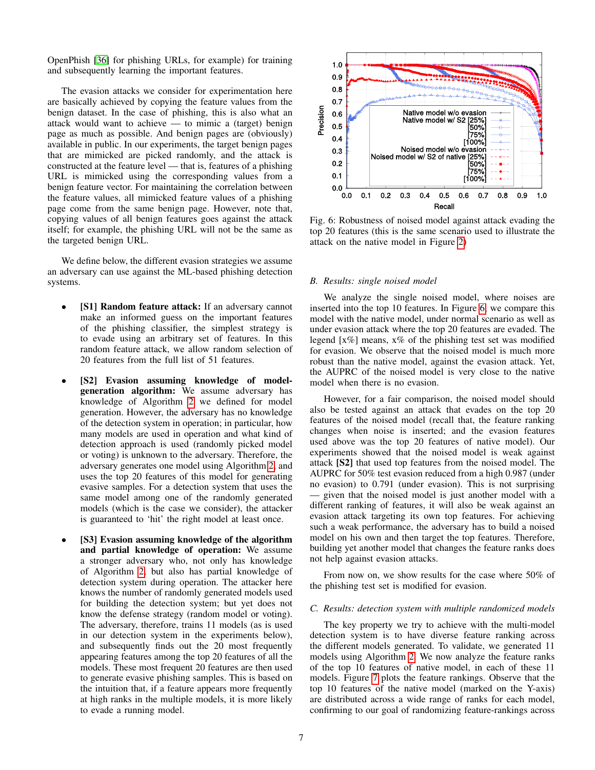OpenPhish [36] for phishing URLs, for example) for training and subsequently learning the important features.

The evasion attacks we consider for experimentation here are basically achieved by copying the feature values from the benign dataset. In the case of phishing, this is also what an attack would want to achieve — to mimic a (target) benign page as much as possible. And benign pages are (obviously) available in public. In our experiments, the target benign pages that are mimicked are picked randomly, and the attack is constructed at the feature level — that is, features of a phishing URL is mimicked using the corresponding values from a benign feature vector. For maintaining the correlation between the feature values, all mimicked feature values of a phishing page come from the same benign page. However, note that, copying values of all benign features goes against the attack itself; for example, the phishing URL will not be the same as the targeted benign URL.

We define below, the different evasion strategies we assume an adversary can use against the ML-based phishing detection systems.

- **[S1] Random feature attack:** If an adversary cannot make an informed guess on the important features of the phishing classifier, the simplest strategy is to evade using an arbitrary set of features. In this random feature attack, we allow random selection of 20 features from the full list of 51 features.
- **[S2] Evasion assuming knowledge of model-generation algorithm:** We assume adversary has knowledge of Algorithm 2 we defined for model generation. However, the adversary has no knowledge of the detection system in operation; in particular, how many models are used in operation and what kind of detection approach is used (randomly picked model or voting) is unknown to the adversary. Therefore, the adversary generates one model using Algorithm 2, and uses the top 20 features of this model for generating evasive samples. For a detection system that uses the same model among one of the randomly generated models (which is the case we consider), the attacker is guaranteed to 'hit' the right model at least once.
- **[S3] Evasion assuming knowledge of the algorithm and partial knowledge of operation:** We assume a stronger adversary who, not only has knowledge of Algorithm 2, but also has partial knowledge of detection system during operation. The attacker here knows the number of randomly generated models used for building the detection system; but yet does not know the defense strategy (random model or voting). The adversary, therefore, trains 11 models (as is used in our detection system in the experiments below), and subsequently finds out the 20 most frequently appearing features among the top 20 features of all the models. These most frequent 20 features are then used to generate evasive phishing samples. This is based on the intuition that, if a feature appears more frequently at high ranks in the multiple models, it is more likely to evade a running model.

Fig. 6: Robustness of noised model against attack evading the top 20 features (this is the same scenario used to illustrate the attack on the native model in Figure 2)

### B. Results: single noised model

We analyze the single noised model, where noises are inserted into the top 10 features. In Figure 6, we compare this model with the native model, under normal scenario as well as under evasion attack where the top 20 features are evaded. The legend [x%] means, x% of the phishing test set was modified for evasion. We observe that the noised model is much more robust than the native model, against the evasion attack. Yet, the AUPRC of the noised model is very close to the native model when there is no evasion.

However, for a fair comparison, the noised model should also be tested against an attack that evades on the top 20 features of the noised model (recall that, the feature ranking changes when noise is inserted; and the evasion features used above was the top 20 features of native model). Our experiments showed that the noised model is weak against attack **[S2]** that used top features from the noised model. The AUPRC for 50% test evasion reduced from a high 0.987 (under no evasion) to 0.791 (under evasion). This is not surprising — given that the noised model is just another model with a different ranking of features, it will also be weak against an evasion attack targeting its own top features. For achieving such a weak performance, the adversary has to build a noised model on his own and then target the top features. Therefore, building yet another model that changes the feature ranks does not help against evasion attacks.

From now on, we show results for the case where 50% of the phishing test set is modified for evasion.

### C. Results: detection system with multiple randomized models

The key property we try to achieve with the multi-model detection system is to have diverse feature ranking across the different models generated. To validate, we generated 11 models using Algorithm 2. We now analyze the feature ranks of the top 10 features of native model, in each of these 11 models. Figure 7 plots the feature rankings. Observe that the top 10 features of the native model (marked on the Y-axis) are distributed across a wide range of ranks for each model, confirming to our goal of randomizing feature-rankings across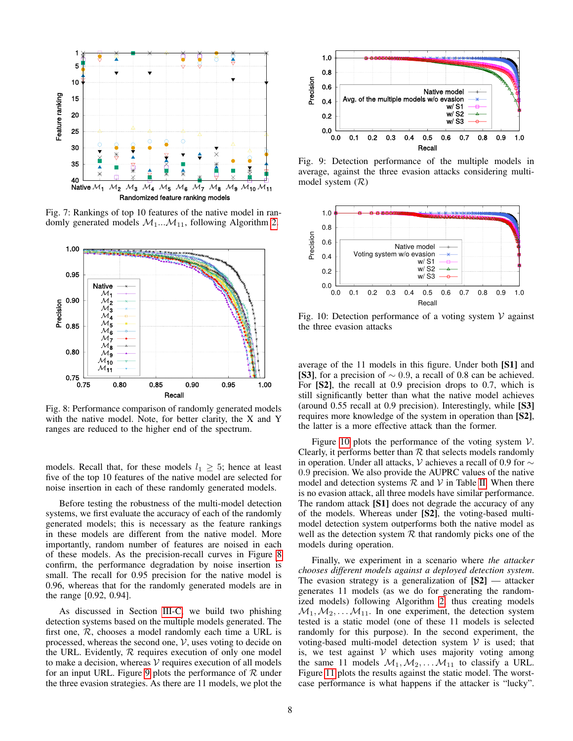Fig. 7: Rankings of top 10 features of the native model in randomly generated models $\mathcal{M}_1 ... \mathcal{M}_{11}$, following Algorithm 2.

Fig. 8: Performance comparison of randomly generated models with the native model. Note, for better clarity, the X and Y ranges are reduced to the higher end of the spectrum.

models. Recall that, for these models $l_1 \geq 5$; hence at least five of the top 10 features of the native model are selected for noise insertion in each of these randomly generated models.

Before testing the robustness of the multi-model detection systems, we first evaluate the accuracy of each of the randomly generated models; this is necessary as the feature rankings in these models are different from the native model. More importantly, random number of features are noised in each of these models. As the precision-recall curves in Figure 8 confirm, the performance degradation by noise insertion is small. The recall for 0.95 precision for the native model is 0.96, whereas that for the randomly generated models are in the range [0.92, 0.94].

As discussed in Section III-C, we build two phishing detection systems based on the multiple models generated. The first one, $\mathcal{R}$, chooses a model randomly each time a URL is processed, whereas the second one, $\mathcal{V}$, uses voting to decide on the URL. Evidently, $\mathcal{R}$ requires execution of only one model to make a decision, whereas $\mathcal{V}$ requires execution of all models for an input URL. Figure 9 plots the performance of $\mathcal{R}$ under the three evasion strategies. As there are 11 models, we plot the average of the 11 models in this figure. Under both **[S1]** and **[S3]**, for a precision of $\sim 0.9$, a recall of 0.8 can be achieved. For **[S2]**, the recall at 0.9 precision drops to 0.7, which is still significantly better than what the native model achieves (around 0.55 recall at 0.9 precision). Interestingly, while **[S3]** requires more knowledge of the system in operation than **[S2]**, the latter is a more effective attack than the former.

Fig. 9: Detection performance of the multiple models in average, against the three evasion attacks considering multi-model system ($\mathcal{R}$)

Fig. 10: Detection performance of a voting system $\mathcal{V}$ against the three evasion attacks

Figure 10 plots the performance of the voting system $\mathcal{V}$. Clearly, it performs better than $\mathcal{R}$ that selects models randomly in operation. Under all attacks, $\mathcal{V}$ achieves a recall of 0.9 for $\sim 0.9$ precision. We also provide the AUPRC values of the native model and detection systems $\mathcal{R}$ and $\mathcal{V}$ in Table II. When there is no evasion attack, all three models have similar performance. The random attack **[S1]** does not degrade the accuracy of any of the models. Whereas under **[S2]**, the voting-based multi-model detection system outperforms both the native model as well as the detection system $\mathcal{R}$ that randomly picks one of the models during operation.

Finally, we experiment in a scenario where *the attacker chooses different models against a deployed detection system*. The evasion strategy is a generalization of **[S2]** — attacker generates 11 models (as we do for generating the randomized models) following Algorithm 2, thus creating models $\mathcal{M}_1, \mathcal{M}_2, \ldots \mathcal{M}_{11}$. In one experiment, the detection system tested is a static model (one of these 11 models is selected randomly for this purpose). In the second experiment, the voting-based multi-model detection system $\mathcal{V}$ is used; that is, we test against $\mathcal{V}$ which uses majority voting among the same 11 models $\mathcal{M}_1, \mathcal{M}_2, \ldots \mathcal{M}_{11}$ to classify a URL. Figure 11 plots the results against the static model. The worst-case performance is what happens if the attacker is "lucky".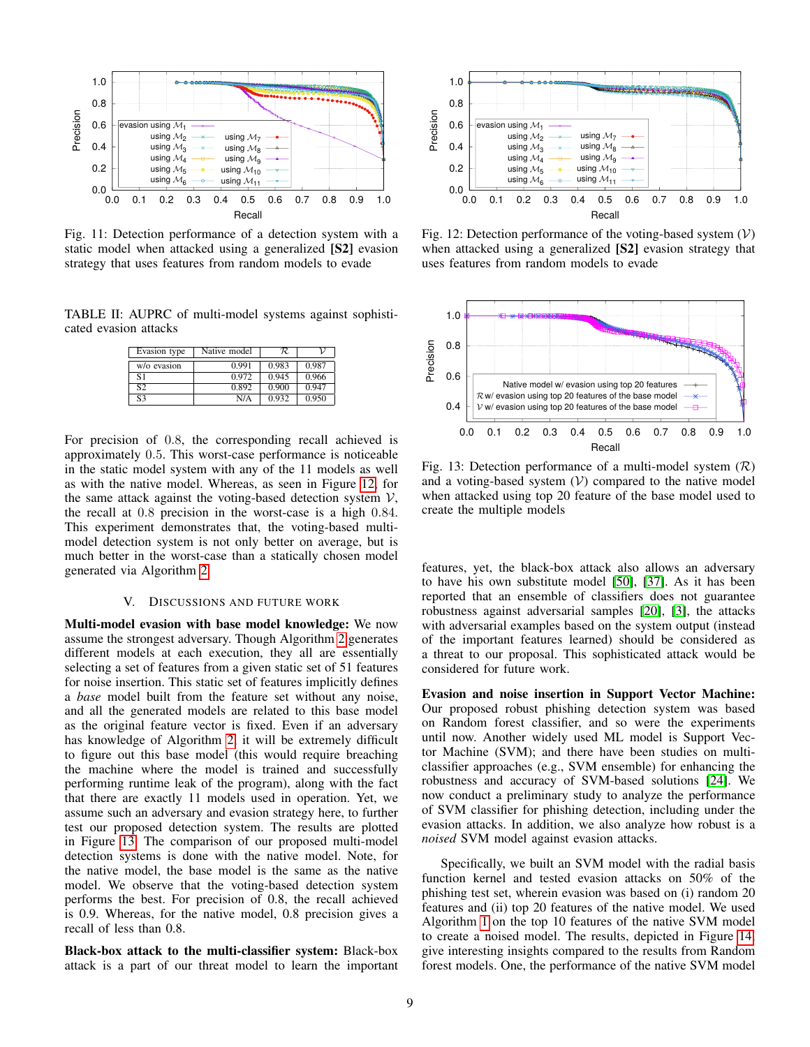Fig. 11: Detection performance of a detection system with a static model when attacked using a generalized **[S2]** evasion strategy that uses features from random models to evade

Fig. 12: Detection performance of the voting-based system ($\mathcal{V}$) when attacked using a generalized **[S2]** evasion strategy that uses features from random models to evade

TABLE II: AUPRC of multi-model systems against sophisticated evasion attacks

| Evasion type | Native model | $\mathcal{R}$ | $\mathcal{V}$ |
|---|---|---|---|
| w/o evasion | 0.991 | 0.983 | 0.987 |
| S1 | 0.972 | 0.945 | 0.966 |
| S2 | 0.892 | 0.900 | 0.947 |
| S3 | N/A | 0.932 | 0.950 |

For precision of 0.8, the corresponding recall achieved is approximately 0.5. This worst-case performance is noticeable in the static model system with any of the 11 models as well as with the native model. Whereas, as seen in Figure 12, for the same attack against the voting-based detection system $\mathcal{V}$, the recall at 0.8 precision in the worst-case is a high 0.84. This experiment demonstrates that, the voting-based multi-model detection system is not only better on average, but is much better in the worst-case than a statically chosen model generated via Algorithm 2.

## V. Discussions and Future Work

**Multi-model evasion with base model knowledge:** We now assume the strongest adversary. Though Algorithm 2 generates different models at each execution, they all are essentially selecting a set of features from a given static set of 51 features for noise insertion. This static set of features implicitly defines a *base* model built from the feature set without any noise, and all the generated models are related to this base model as the original feature vector is fixed. Even if an adversary has knowledge of Algorithm 2, it will be extremely difficult to figure out this base model (this would require breaching the machine where the model is trained and successfully performing runtime leak of the program), along with the fact that there are exactly 11 models used in operation. Yet, we assume such an adversary and evasion strategy here, to further test our proposed detection system. The results are plotted in Figure 13. The comparison of our proposed multi-model detection systems is done with the native model. Note, for the native model, the base model is the same as the native model. We observe that the voting-based detection system performs the best. For precision of 0.8, the recall achieved is 0.9. Whereas, for the native model, 0.8 precision gives a recall of less than 0.8.

**Black-box attack to the multi-classifier system:** Black-box attack is a part of our threat model to learn the important

Fig. 13: Detection performance of a multi-model system ($\mathcal{R}$) and a voting-based system ($\mathcal{V}$) compared to the native model when attacked using top 20 feature of the base model used to create the multiple models

features, yet, the black-box attack also allows an adversary to have his own substitute model [50], [37]. As it has been reported that an ensemble of classifiers does not guarantee robustness against adversarial samples [20], [3], the attacks with adversarial examples based on the system output (instead of the important features learned) should be considered as a threat to our proposal. This sophisticated attack would be considered for future work.

**Evasion and noise insertion in Support Vector Machine:** Our proposed robust phishing detection system was based on Random forest classifier, and so were the experiments until now. Another widely used ML model is Support Vector Machine (SVM); and there have been studies on multi-classifier approaches (e.g., SVM ensemble) for enhancing the robustness and accuracy of SVM-based solutions [24]. We now conduct a preliminary study to analyze the performance of SVM classifier for phishing detection, including under the evasion attacks. In addition, we also analyze how robust is a *noised* SVM model against evasion attacks.

Specifically, we built an SVM model with the radial basis function kernel and tested evasion attacks on 50% of the phishing test set, wherein evasion was based on (i) random 20 features and (ii) top 20 features of the native model. We used Algorithm 1 on the top 10 features of the native SVM model to create a noised model. The results, depicted in Figure 14 give interesting insights compared to the results from Random forest models. One, the performance of the native SVM model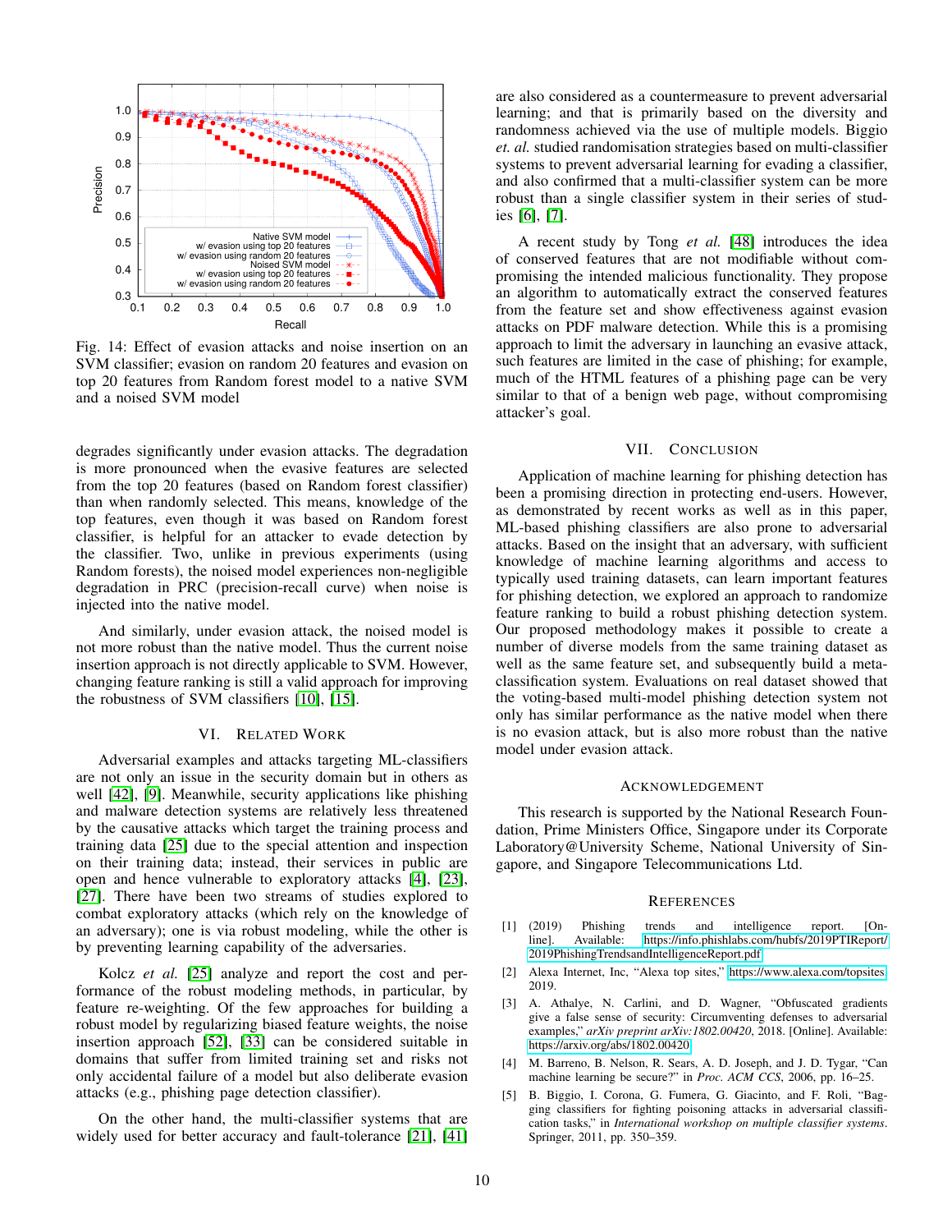Fig. 14: Effect of evasion attacks and noise insertion on an SVM classifier; evasion on random 20 features and evasion on top 20 features from Random forest model to a native SVM and a noised SVM model

degrades significantly under evasion attacks. The degradation is more pronounced when the evasive features are selected from the top 20 features (based on Random forest classifier) than when randomly selected. This means, knowledge of the top features, even though it was based on Random forest classifier, is helpful for an attacker to evade detection by the classifier. Two, unlike in previous experiments (using Random forests), the noised model experiences non-negligible degradation in PRC (precision-recall curve) when noise is injected into the native model.

And similarly, under evasion attack, the noised model is not more robust than the native model. Thus the current noise insertion approach is not directly applicable to SVM. However, changing feature ranking is still a valid approach for improving the robustness of SVM classifiers [10], [15].

## VI. Related Work

Adversarial examples and attacks targeting ML-classifiers are not only an issue in the security domain but in others as well [42], [9]. Meanwhile, security applications like phishing and malware detection systems are relatively less threatened by the causative attacks which target the training process and training data [25] due to the special attention and inspection on their training data; instead, their services in public are open and hence vulnerable to exploratory attacks [4], [23], [27]. There have been two streams of studies explored to combat exploratory attacks (which rely on the knowledge of an adversary); one is via robust modeling, while the other is by preventing learning capability of the adversaries.

Kolcz *et al.* [25] analyze and report the cost and performance of the robust modeling methods, in particular, by feature re-weighting. Of the few approaches for building a robust model by regularizing biased feature weights, the noise insertion approach [52], [33] can be considered suitable in domains that suffer from limited training set and risks not only accidental failure of a model but also deliberate evasion attacks (e.g., phishing page detection classifier).

On the other hand, the multi-classifier systems that are widely used for better accuracy and fault-tolerance [21], [41] are also considered as a countermeasure to prevent adversarial learning; and that is primarily based on the diversity and randomness achieved via the use of multiple models. Biggio *et. al.* studied randomisation strategies based on multi-classifier systems to prevent adversarial learning for evading a classifier, and also confirmed that a multi-classifier system can be more robust than a single classifier system in their series of studies [6], [7].

A recent study by Tong *et al.* [48] introduces the idea of conserved features that are not modifiable without compromising the intended malicious functionality. They propose an algorithm to automatically extract the conserved features from the feature set and show effectiveness against evasion attacks on PDF malware detection. While this is a promising approach to limit the adversary in launching an evasive attack, such features are limited in the case of phishing; for example, much of the HTML features of a phishing page can be very similar to that of a benign web page, without compromising attacker's goal.

## VII. Conclusion

Application of machine learning for phishing detection has been a promising direction in protecting end-users. However, as demonstrated by recent works as well as in this paper, ML-based phishing classifiers are also prone to adversarial attacks. Based on the insight that an adversary, with sufficient knowledge of machine learning algorithms and access to typically used training datasets, can learn important features for phishing detection, we explored an approach to randomize feature ranking to build a robust phishing detection system. Our proposed methodology makes it possible to create a number of diverse models from the same training dataset as well as the same feature set, and subsequently build a meta-classification system. Evaluations on real dataset showed that the voting-based multi-model phishing detection system not only has similar performance as the native model when there is no evasion attack, but is also more robust than the native model under evasion attack.

## Acknowledgement

This research is supported by the National Research Foundation, Prime Ministers Office, Singapore under its Corporate Laboratory@University Scheme, National University of Singapore, and Singapore Telecommunications Ltd.

## References

[1] (2019) Phishing trends and intelligence report. [Online]. Available: https://info.phishlabs.com/hubfs/2019PTIReport/2019PhishingTrendsandIntelligenceReport.pdf

[2] Alexa Internet, Inc, "Alexa top sites," https://www.alexa.com/topsites, 2019.

[3] A. Athalye, N. Carlini, and D. Wagner, "Obfuscated gradients give a false sense of security: Circumventing defenses to adversarial examples," *arXiv preprint arXiv:1802.00420*, 2018. [Online]. Available: https://arxiv.org/abs/1802.00420

[4] M. Barreno, B. Nelson, R. Sears, A. D. Joseph, and J. D. Tygar, "Can machine learning be secure?" in *Proc. ACM CCS*, 2006, pp. 16–25.

[5] B. Biggio, I. Corona, G. Fumera, G. Giacinto, and F. Roli, "Bagging classifiers for fighting poisoning attacks in adversarial classification tasks," in *International workshop on multiple classifier systems*. Springer, 2011, pp. 350–359.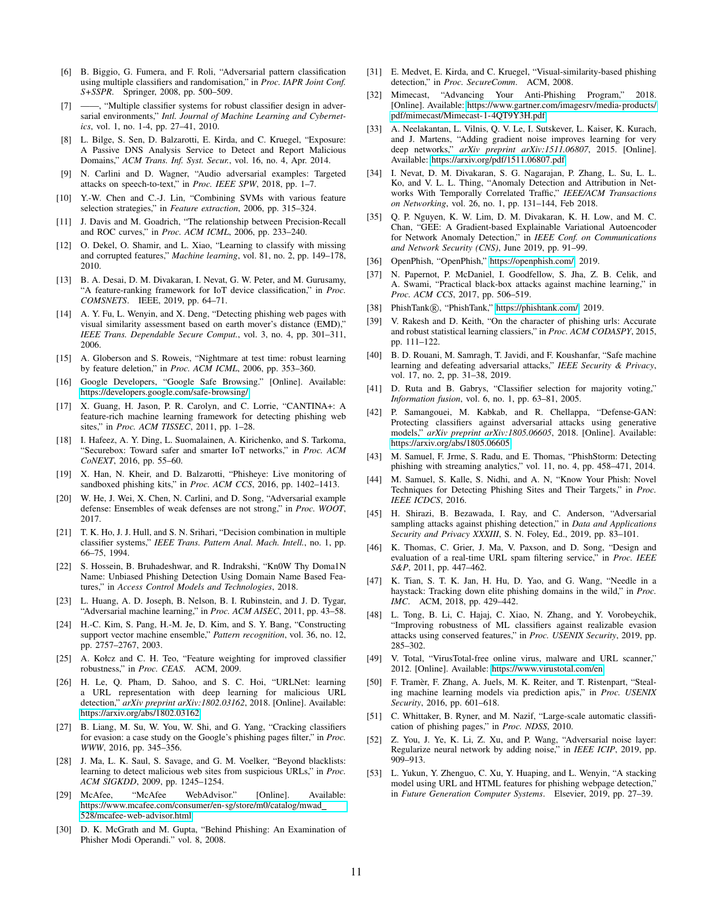[6] B. Biggio, G. Fumera, and F. Roli, "Adversarial pattern classification using multiple classifiers and randomisation," in *Proc. IAPR Joint Conf. S+SSPR*. Springer, 2008, pp. 500–509.

[7] ——, "Multiple classifier systems for robust classifier design in adversarial environments," *Intl. Journal of Machine Learning and Cybernetics*, vol. 1, no. 1-4, pp. 27–41, 2010.

[8] L. Bilge, S. Sen, D. Balzarotti, E. Kirda, and C. Kruegel, "Exposure: A Passive DNS Analysis Service to Detect and Report Malicious Domains," *ACM Trans. Inf. Syst. Secur.*, vol. 16, no. 4, Apr. 2014.

[9] N. Carlini and D. Wagner, "Audio adversarial examples: Targeted attacks on speech-to-text," in *Proc. IEEE SPW*, 2018, pp. 1–7.

[10] Y.-W. Chen and C.-J. Lin, "Combining SVMs with various feature selection strategies," in *Feature extraction*, 2006, pp. 315–324.

[11] J. Davis and M. Goadrich, "The relationship between Precision-Recall and ROC curves," in *Proc. ACM ICML*, 2006, pp. 233–240.

[12] O. Dekel, O. Shamir, and L. Xiao, "Learning to classify with missing and corrupted features," *Machine learning*, vol. 81, no. 2, pp. 149–178, 2010.

[13] B. A. Desai, D. M. Divakaran, I. Nevat, G. W. Peter, and M. Gurusamy, "A feature-ranking framework for IoT device classification," in *Proc. COMSNETS*. IEEE, 2019, pp. 64–71.

[14] A. Y. Fu, L. Wenyin, and X. Deng, "Detecting phishing web pages with visual similarity assessment based on earth mover's distance (EMD)," *IEEE Trans. Dependable Secure Comput.*, vol. 3, no. 4, pp. 301–311, 2006.

[15] A. Globerson and S. Roweis, "Nightmare at test time: robust learning by feature deletion," in *Proc. ACM ICML*, 2006, pp. 353–360.

[16] Google Developers, "Google Safe Browsing." [Online]. Available: https://developers.google.com/safe-browsing/

[17] X. Guang, H. Jason, P. R. Carolyn, and C. Lorrie, "CANTINA+: A feature-rich machine learning framework for detecting phishing web sites," in *Proc. ACM TISSEC*, 2011, pp. 1–28.

[18] I. Hafeez, A. Y. Ding, L. Suomalainen, A. Kirichenko, and S. Tarkoma, "Securebox: Toward safer and smarter IoT networks," in *Proc. ACM CoNEXT*, 2016, pp. 55–60.

[19] X. Han, N. Kheir, and D. Balzarotti, "Phisheye: Live monitoring of sandboxed phishing kits," in *Proc. ACM CCS*, 2016, pp. 1402–1413.

[20] W. He, J. Wei, X. Chen, N. Carlini, and D. Song, "Adversarial example defense: Ensembles of weak defenses are not strong," in *Proc. WOOT*, 2017.

[21] T. K. Ho, J. J. Hull, and S. N. Srihari, "Decision combination in multiple classifier systems," *IEEE Trans. Pattern Anal. Mach. Intell.*, no. 1, pp. 66–75, 1994.

[22] S. Hossein, B. Bruhadeshwar, and R. Indrakshi, "Kn0W Thy Doma1N Name: Unbiased Phishing Detection Using Domain Name Based Features," in *Access Control Models and Technologies*, 2018.

[23] L. Huang, A. D. Joseph, B. Nelson, B. I. Rubinstein, and J. D. Tygar, "Adversarial machine learning," in *Proc. ACM AISEC*, 2011, pp. 43–58.

[24] H.-C. Kim, S. Pang, H.-M. Je, D. Kim, and S. Y. Bang, "Constructing support vector machine ensemble," *Pattern recognition*, vol. 36, no. 12, pp. 2757–2767, 2003.

[25] A. Kołcz and C. H. Teo, "Feature weighting for improved classifier robustness," in *Proc. CEAS*. ACM, 2009.

[26] H. Le, Q. Pham, D. Sahoo, and S. C. Hoi, "URLNet: learning a URL representation with deep learning for malicious URL detection," *arXiv preprint arXiv:1802.03162*, 2018. [Online]. Available: https://arxiv.org/abs/1802.03162

[27] B. Liang, M. Su, W. You, W. Shi, and G. Yang, "Cracking classifiers for evasion: a case study on the Google's phishing pages filter," in *Proc. WWW*, 2016, pp. 345–356.

[28] J. Ma, L. K. Saul, S. Savage, and G. M. Voelker, "Beyond blacklists: learning to detect malicious web sites from suspicious URLs," in *Proc. ACM SIGKDD*, 2009, pp. 1245–1254.

[29] McAfee, "McAfee WebAdvisor." [Online]. Available: https://www.mcafee.com/consumer/en-sg/store/m0/catalog/mwad_528/mcafee-web-advisor.html

[30] D. K. McGrath and M. Gupta, "Behind Phishing: An Examination of Phisher Modi Operandi." vol. 8, 2008.

[31] E. Medvet, E. Kirda, and C. Kruegel, "Visual-similarity-based phishing detection," in *Proc. SecureComm*. ACM, 2008.

[32] Mimecast, "Advancing Your Anti-Phishing Program," 2018. [Online]. Available: https://www.gartner.com/imagesrv/media-products/pdf/mimecast/Mimecast-1-4QT9Y3H.pdf

[33] A. Neelakantan, L. Vilnis, Q. V. Le, I. Sutskever, L. Kaiser, K. Kurach, and J. Martens, "Adding gradient noise improves learning for very deep networks," *arXiv preprint arXiv:1511.06807*, 2015. [Online]. Available: https://arxiv.org/pdf/1511.06807.pdf

[34] I. Nevat, D. M. Divakaran, S. G. Nagarajan, P. Zhang, L. Su, L. L. Ko, and V. L. L. Thing, "Anomaly Detection and Attribution in Networks With Temporally Correlated Traffic," *IEEE/ACM Transactions on Networking*, vol. 26, no. 1, pp. 131–144, Feb 2018.

[35] Q. P. Nguyen, K. W. Lim, D. M. Divakaran, K. H. Low, and M. C. Chan, "GEE: A Gradient-based Explainable Variational Autoencoder for Network Anomaly Detection," in *IEEE Conf. on Communications and Network Security (CNS)*, June 2019, pp. 91–99.

[36] OpenPhish, "OpenPhish," https://openphish.com/, 2019.

[37] N. Papernot, P. McDaniel, I. Goodfellow, S. Jha, Z. B. Celik, and A. Swami, "Practical black-box attacks against machine learning," in *Proc. ACM CCS*, 2017, pp. 506–519.

[38] PhishTank®, "PhishTank," https://phishtank.com/, 2019.

[39] V. Rakesh and D. Keith, "On the character of phishing urls: Accurate and robust statistical learning classiers," in *Proc. ACM CODASPY*, 2015, pp. 111–122.

[40] B. D. Rouani, M. Samragh, T. Javidi, and F. Koushanfar, "Safe machine learning and defeating adversarial attacks," *IEEE Security & Privacy*, vol. 17, no. 2, pp. 31–38, 2019.

[41] D. Ruta and B. Gabrys, "Classifier selection for majority voting," *Information fusion*, vol. 6, no. 1, pp. 63–81, 2005.

[42] P. Samangouei, M. Kabkab, and R. Chellappa, "Defense-GAN: Protecting classifiers against adversarial attacks using generative models," *arXiv preprint arXiv:1805.06605*, 2018. [Online]. Available: https://arxiv.org/abs/1805.06605

[43] M. Samuel, F. Jrme, S. Radu, and E. Thomas, "PhishStorm: Detecting phishing with streaming analytics," vol. 11, no. 4, pp. 458–471, 2014.

[44] M. Samuel, S. Kalle, S. Nidhi, and A. N, "Know Your Phish: Novel Techniques for Detecting Phishing Sites and Their Targets," in *Proc. IEEE ICDCS*, 2016.

[45] H. Shirazi, B. Bezawada, I. Ray, and C. Anderson, "Adversarial sampling attacks against phishing detection," in *Data and Applications Security and Privacy XXXIII*, S. N. Foley, Ed., 2019, pp. 83–101.

[46] K. Thomas, C. Grier, J. Ma, V. Paxson, and D. Song, "Design and evaluation of a real-time URL spam filtering service," in *Proc. IEEE S&P*, 2011, pp. 447–462.

[47] K. Tian, S. T. K. Jan, H. Hu, D. Yao, and G. Wang, "Needle in a haystack: Tracking down elite phishing domains in the wild," in *Proc. IMC*. ACM, 2018, pp. 429–442.

[48] L. Tong, B. Li, C. Hajaj, C. Xiao, N. Zhang, and Y. Vorobeychik, "Improving robustness of ML classifiers against realizable evasion attacks using conserved features," in *Proc. USENIX Security*, 2019, pp. 285–302.

[49] V. Total, "VirusTotal-free online virus, malware and URL scanner," 2012. [Online]. Available: https://www.virustotal.com/en

[50] F. Tramèr, F. Zhang, A. Juels, M. K. Reiter, and T. Ristenpart, "Stealing machine learning models via prediction apis," in *Proc. USENIX Security*, 2016, pp. 601–618.

[51] C. Whittaker, B. Ryner, and M. Nazif, "Large-scale automatic classification of phishing pages," in *Proc. NDSS*, 2010.

[52] Z. You, J. Ye, K. Li, Z. Xu, and P. Wang, "Adversarial noise layer: Regularize neural network by adding noise," in *IEEE ICIP*, 2019, pp. 909–913.

[53] L. Yukun, Y. Zhenguo, C. Xu, Y. Huaping, and L. Wenyin, "A stacking model using URL and HTML features for phishing webpage detection," in *Future Generation Computer Systems*. Elsevier, 2019, pp. 27–39.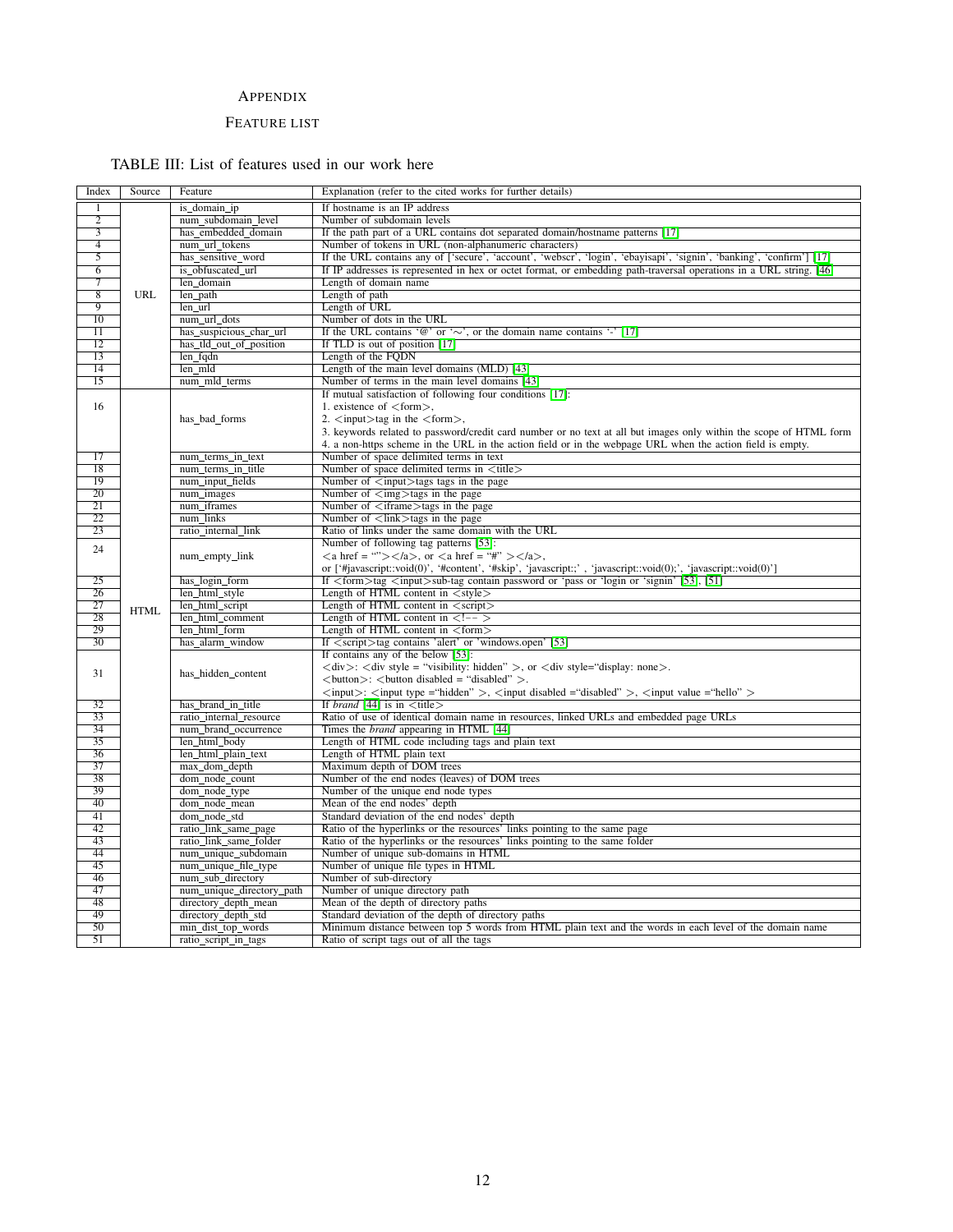# Appendix

## Feature List

TABLE III: List of features used in our work here

| Index | Source | Feature | Explanation (refer to the cited works for further details) |
|---|---|---|---|
| 1 | URL | is_domain_ip | If hostname is an IP address |
| 2 | | num_subdomain_level | Number of subdomain levels |
| 3 | | has_embedded_domain | If the path part of a URL contains dot separated domain/hostname patterns [17] |
| 4 | | num_url_tokens | Number of tokens in URL (non-alphanumeric characters) |
| 5 | | has_sensitive_word | If the URL contains any of ['secure', 'account', 'webscr', 'login', 'ebayisapi', 'signin', 'banking', 'confirm'] [17] |
| 6 | | is_obfuscated_url | If IP addresses is represented in hex or octet format, or embedding path-traversal operations in a URL string. [46] |
| 7 | | len_domain | Length of domain name |
| 8 | | len_path | Length of path |
| 9 | | len_url | Length of URL |
| 10 | | num_url_dots | Number of dots in the URL |
| 11 | | has_suspicious_char_url | If the URL contains '@' or '∼', or the domain name contains '-' [17] |
| 12 | | has_tld_out_of_position | If TLD is out of position [17] |
| 13 | | len_fqdn | Length of the FQDN |
| 14 | | len_mld | Length of the main level domains (MLD) [43] |
| 15 | | num_mld_terms | Number of terms in the main level domains [43] |
| 16 | HTML | has_bad_forms | If mutual satisfaction of following four conditions [17]:<br>1. existence of <form>,<br>2. <input>tag in the <form>,<br>3. keywords related to password/credit card number or no text at all but images only within the scope of HTML form<br>4. a non-https scheme in the URL in the action field or in the webpage URL when the action field is empty. |
| 17 | | num_terms_in_text | Number of space delimited terms in text |
| 18 | | num_terms_in_title | Number of space delimited terms in <title> |
| 19 | | num_input_fields | Number of <input>tags tags in the page |
| 20 | | num_images | Number of <img>tags in the page |
| 21 | | num_iframes | Number of <iframe>tags in the page |
| 22 | | num_links | Number of <link>tags in the page |
| 23 | | ratio_internal_link | Ratio of links under the same domain with the URL |
| 24 | | num_empty_link | Number of following tag patterns [53]:<br><a href = ""></a>, or <a href = "#" ></a>,<br>or ['#javascript::void(0)', '#content', '#skip', 'javascript:;' , 'javascript::void(0);', 'javascript::void(0)'] |
| 25 | | has_login_form | If <form>tag <input>sub-tag contain password or 'pass or 'login or 'signin' [53], [51] |
| 26 | | len_html_style | Length of HTML content in <style> |
| 27 | | len_html_script | Length of HTML content in <script> |
| 28 | | len_html_comment | Length of HTML content in <!-- > |
| 29 | | len_html_form | Length of HTML content in <form> |
| 30 | | has_alarm_window | If <script>tag contains 'alert' or 'windows.open' [53] |
| 31 | | has_hidden_content | If contains any of the below [53]:<br><div>: <div style = "visibility: hidden" >, or <div style="display: none>.<br><button>: <button disabled = "disabled" >.<br><input>: <input type ="hidden" >, <input disabled ="disabled" >, <input value ="hello" > |
| 32 | | has_brand_in_title | If *brand* [44] is in <title> |
| 33 | | ratio_internal_resource | Ratio of use of identical domain name in resources, linked URLs and embedded page URLs |
| 34 | | num_brand_occurrence | Times the *brand* appearing in HTML [44] |
| 35 | | len_html_body | Length of HTML code including tags and plain text |
| 36 | | len_html_plain_text | Length of HTML plain text |
| 37 | | max_dom_depth | Maximum depth of DOM trees |
| 38 | | dom_node_count | Number of the end nodes (leaves) of DOM trees |
| 39 | | dom_node_type | Number of the unique end node types |
| 40 | | dom_node_mean | Mean of the end nodes' depth |
| 41 | | dom_node_std | Standard deviation of the end nodes' depth |
| 42 | | ratio_link_same_page | Ratio of the hyperlinks or the resources' links pointing to the same page |
| 43 | | ratio_link_same_folder | Ratio of the hyperlinks or the resources' links pointing to the same folder |
| 44 | | num_unique_subdomain | Number of unique sub-domains in HTML |
| 45 | | num_unique_file_type | Number of unique file types in HTML |
| 46 | | num_sub_directory | Number of sub-directory |
| 47 | | num_unique_directory_path | Number of unique directory path |
| 48 | | directory_depth_mean | Mean of the depth of directory paths |
| 49 | | directory_depth_std | Standard deviation of the depth of directory paths |
| 50 | | min_dist_top_words | Minimum distance between top 5 words from HTML plain text and the words in each level of the domain name |
| 51 | | ratio_script_in_tags | Ratio of script tags out of all the tags |